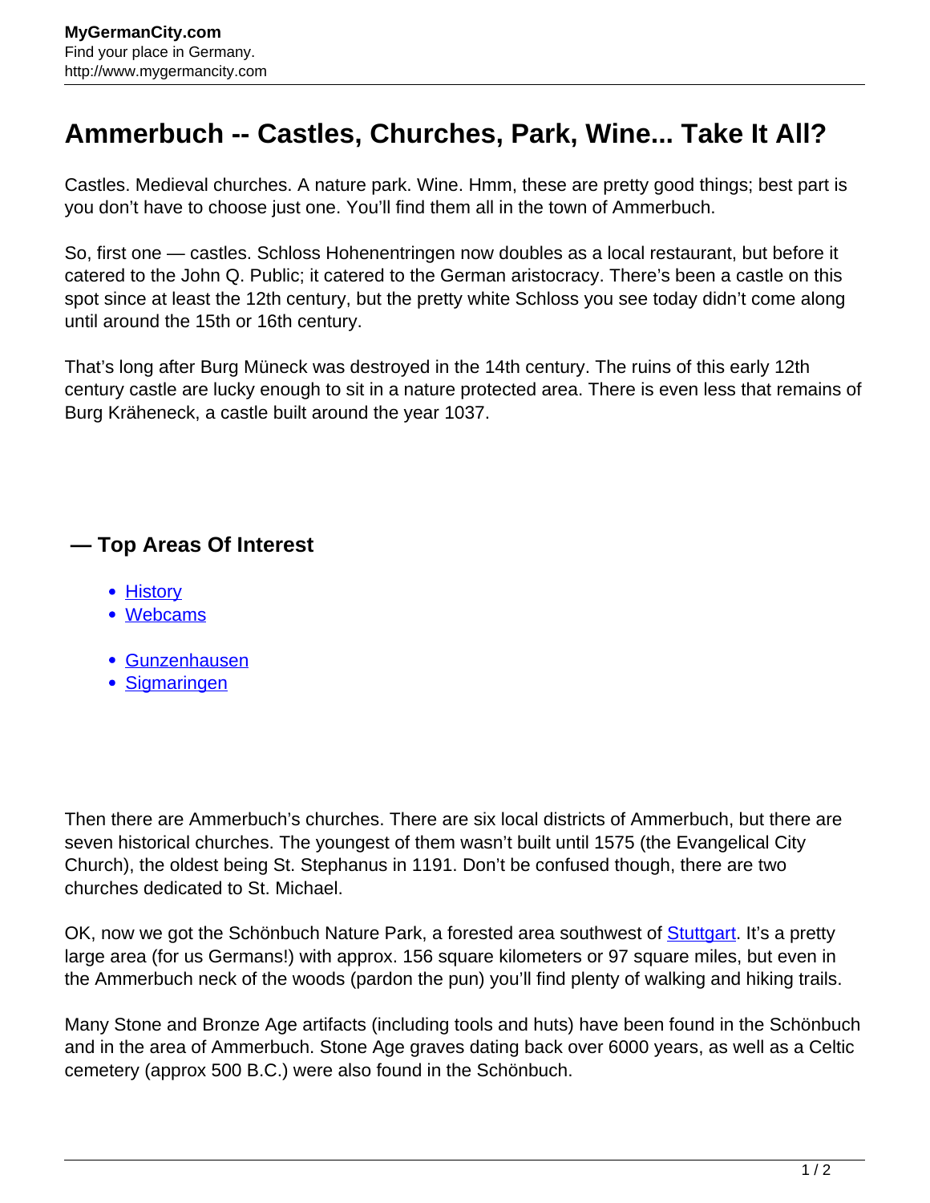# Ammerbuch -- Castles, Churches, Park, Wine... Take It All?

Castles. Medieval churches. A nature park. Wine. Hmm, these are pretty good things; best part is you don't have to choose just one. You'll find them all in the town of Ammerbuch.

So, first one — castles. Schloss Hohenentringen now doubles as a local restaurant, but before it catered to the John Q. Public; it catered to the German aristocracy. There's been a castle on this spot since at least the 12th century, but the pretty white Schloss you see today didn't come along until around the 15th or 16th century.

That's long after Burg Müneck was destroyed in the 14th century. The ruins of this early 12th century castle are lucky enough to sit in a nature protected area. There is even less that remains of Burg Kräheneck, a castle built around the year 1037.

## — Top Areas Of Interest

- [History]
- [Webcams]

- [Gunzenhausen]
- [Sigmaringen]

Then there are Ammerbuch's churches. There are six local districts of Ammerbuch, but there are seven historical churches. The youngest of them wasn't built until 1575 (the Evangelical City Church), the oldest being St. Stephanus in 1191. Don't be confused though, there are two churches dedicated to St. Michael.

OK, now we got the Schönbuch Nature Park, a forested area southwest of [Stuttgart]. It's a pretty large area (for us Germans!) with approx. 156 square kilometers or 97 square miles, but even in the Ammerbuch neck of the woods (pardon the pun) you'll find plenty of walking and hiking trails.

Many Stone and Bronze Age artifacts (including tools and huts) have been found in the Schönbuch and in the area of Ammerbuch. Stone Age graves dating back over 6000 years, as well as a Celtic cemetery (approx 500 B.C.) were also found in the Schönbuch.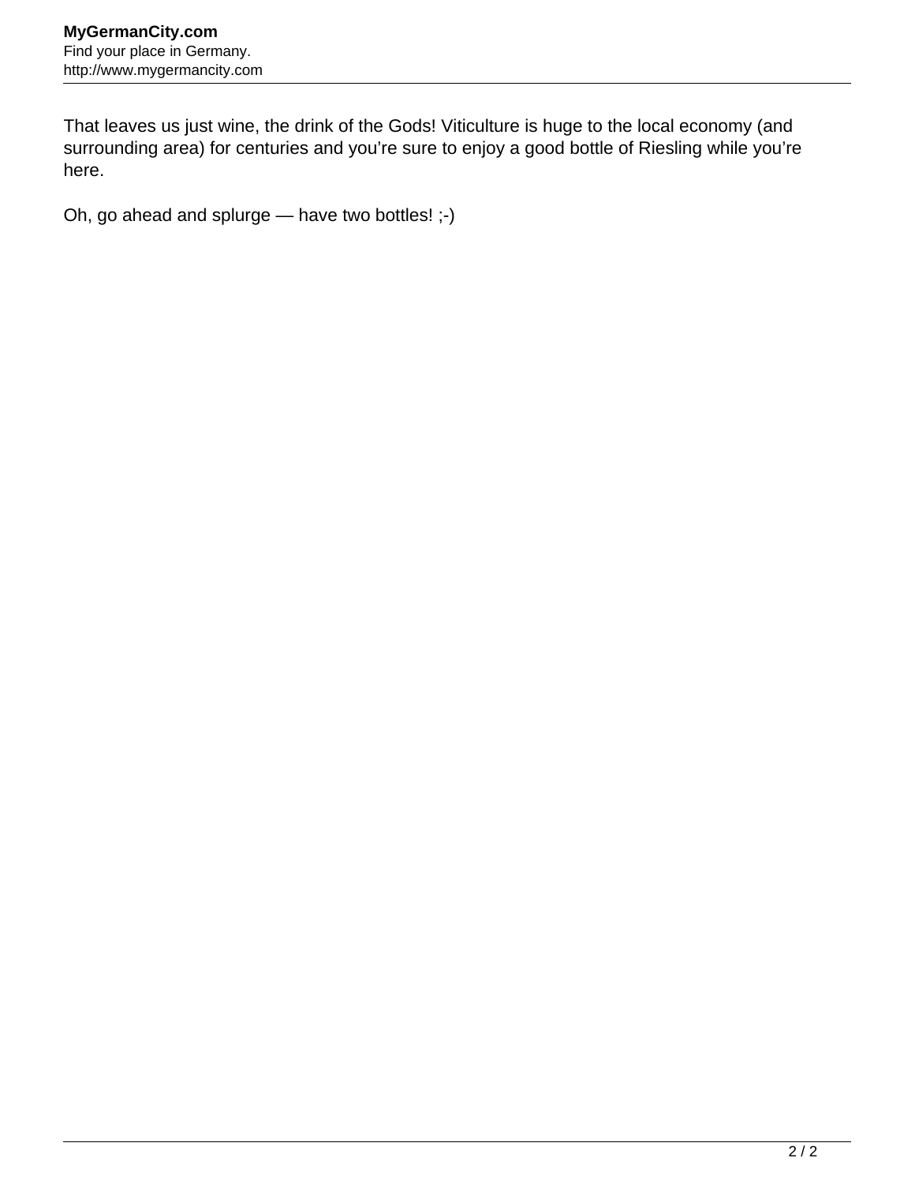That leaves us just wine, the drink of the Gods! Viticulture is huge to the local economy (and surrounding area) for centuries and you’re sure to enjoy a good bottle of Riesling while you’re here.

Oh, go ahead and splurge — have two bottles! ;-)